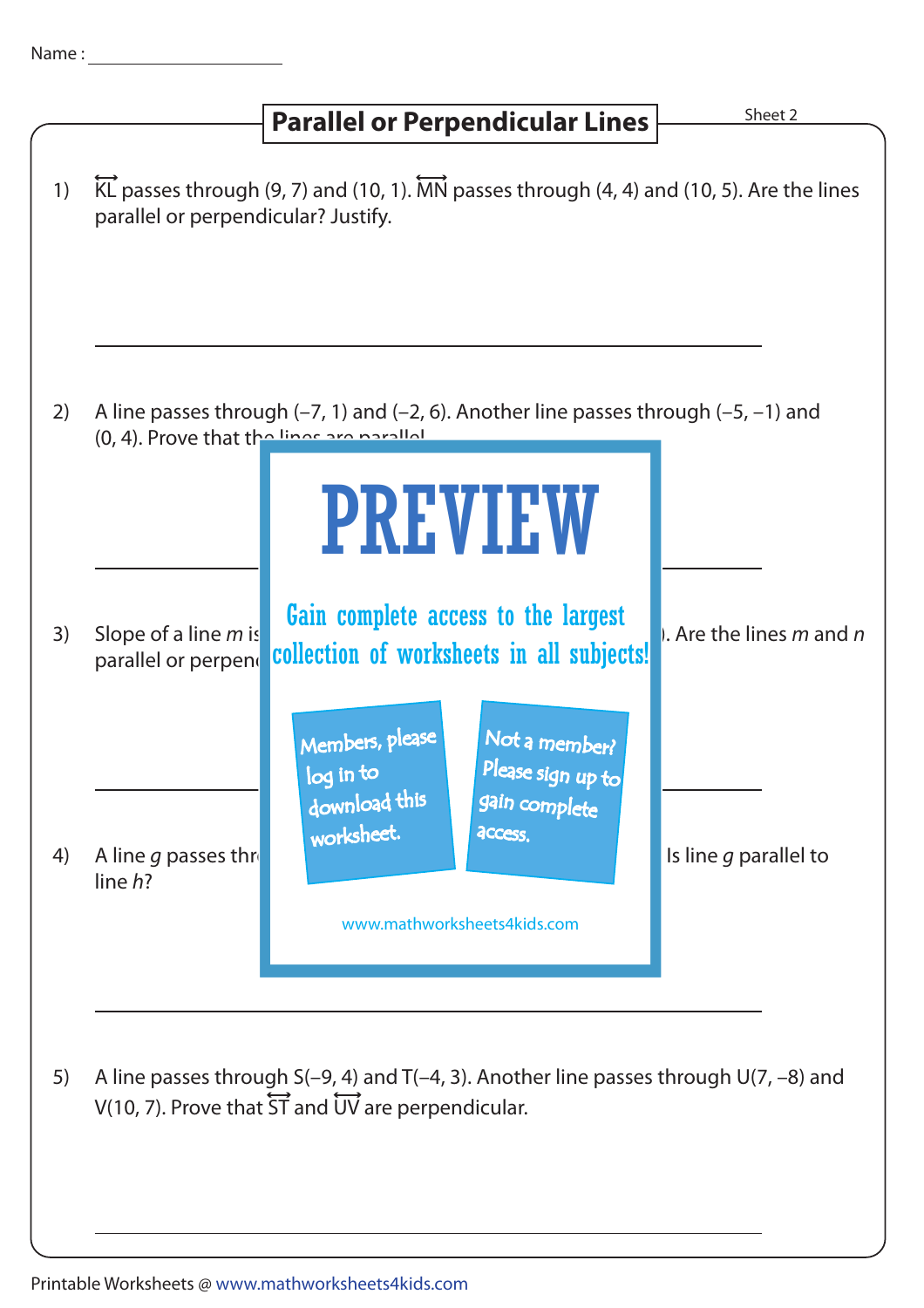Name :

## Parallel or Perpendicular Lines

Sheet 2

1) $\overleftrightarrow{KL}$ passes through (9, 7) and (10, 1). $\overleftrightarrow{MN}$ passes through (4, 4) and (10, 5). Are the lines parallel or perpendicular? Justify.

2) A line passes through (–7, 1) and (–2, 6). Another line passes through (–5, –1) and (0, 4). Prove that the lines are parallel.

3) Slope of a line $m$ is ... ). Are the lines $m$ and $n$ parallel or perpendicular?

4) A line $g$ passes thr... Is line $g$ parallel to line $h$?

PREVIEW

Gain complete access to the largest collection of worksheets in all subjects!

Members, please log in to download this worksheet.

Not a member? Please sign up to gain complete access.

www.mathworksheets4kids.com

5) A line passes through S(–9, 4) and T(–4, 3). Another line passes through U(7, –8) and V(10, 7). Prove that $\overleftrightarrow{ST}$ and $\overleftrightarrow{UV}$ are perpendicular.

Printable Worksheets @ www.mathworksheets4kids.com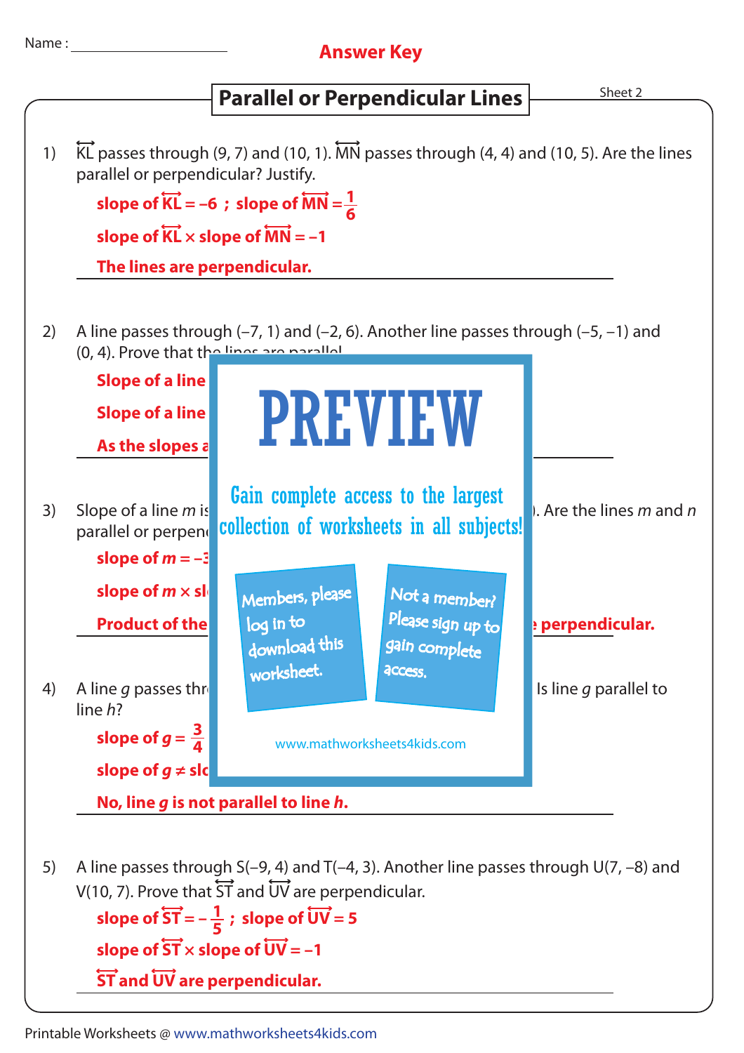Name : ____________________

**Answer Key**

# Parallel or Perpendicular Lines

Sheet 2

1) $\overleftrightarrow{KL}$ passes through (9, 7) and (10, 1). $\overleftrightarrow{MN}$ passes through (4, 4) and (10, 5). Are the lines parallel or perpendicular? Justify.

**slope of $\overleftrightarrow{KL} = -6$ ; slope of $\overleftrightarrow{MN} = \frac{1}{6}$**

**slope of $\overleftrightarrow{KL}$ × slope of $\overleftrightarrow{MN} = -1$**

**The lines are perpendicular.**

2) A line passes through (–7, 1) and (–2, 6). Another line passes through (–5, –1) and (0, 4). Prove that the lines are parallel.

**Slope of a line**

**Slope of a line**

**As the slopes a**

3) Slope of a line $m$ is ... ). Are the lines $m$ and $n$ parallel or perpend...

**slope of $m = -3$**

**slope of $m$ × sl**

**Product of the ... perpendicular.**

4) A line $g$ passes thr... Is line $g$ parallel to line $h$?

**slope of $g = \frac{3}{4}$**

**slope of $g \neq$ slo**

**No, line $g$ is not parallel to line $h$.**

5) A line passes through S(–9, 4) and T(–4, 3). Another line passes through U(7, –8) and V(10, 7). Prove that $\overleftrightarrow{ST}$ and $\overleftrightarrow{UV}$ are perpendicular.

**slope of $\overleftrightarrow{ST} = -\frac{1}{5}$ ; slope of $\overleftrightarrow{UV} = 5$**

**slope of $\overleftrightarrow{ST}$ × slope of $\overleftrightarrow{UV} = -1$**

**$\overleftrightarrow{ST}$ and $\overleftrightarrow{UV}$ are perpendicular.**

PREVIEW

Gain complete access to the largest collection of worksheets in all subjects!

Members, please log in to download this worksheet.

Not a member? Please sign up to gain complete access.

www.mathworksheets4kids.com

Printable Worksheets @ www.mathworksheets4kids.com